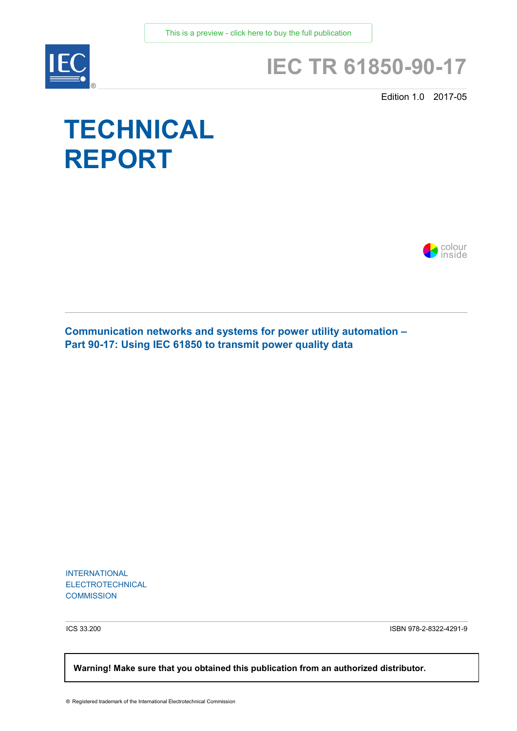This is a preview - click here to buy the full publication

IEC®

# IEC TR 61850-90-17

Edition 1.0 2017-05

# TECHNICAL REPORT

colour inside

## Communication networks and systems for power utility automation – Part 90-17: Using IEC 61850 to transmit power quality data

INTERNATIONAL ELECTROTECHNICAL COMMISSION

ICS 33.200

ISBN 978-2-8322-4291-9

**Warning! Make sure that you obtained this publication from an authorized distributor.**

® Registered trademark of the International Electrotechnical Commission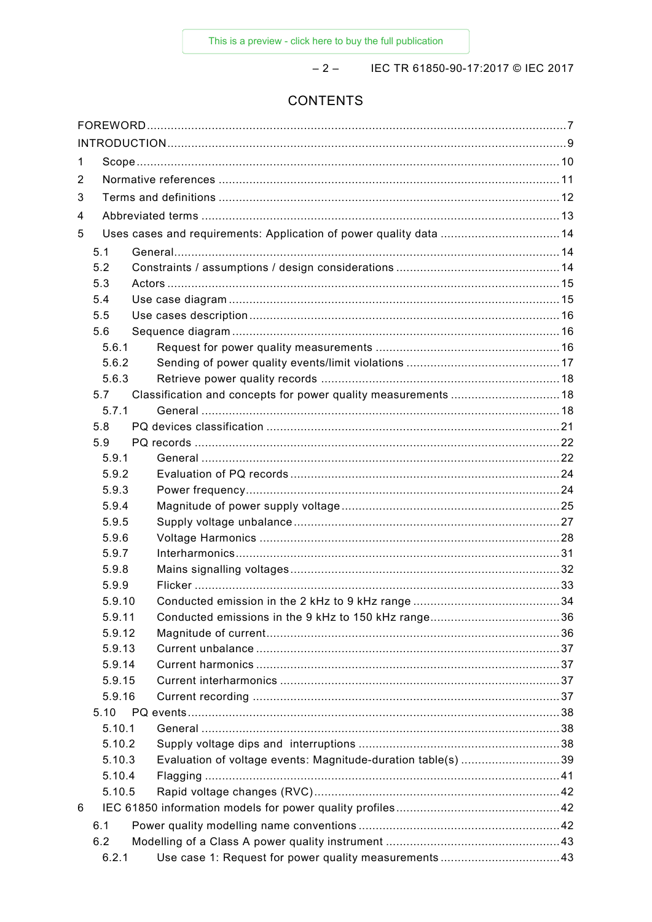# CONTENTS

FOREWORD ..... 7
INTRODUCTION ..... 9
1 Scope ..... 10
2 Normative references ..... 11
3 Terms and definitions ..... 12
4 Abbreviated terms ..... 13
5 Uses cases and requirements: Application of power quality data ..... 14
  5.1 General ..... 14
  5.2 Constraints / assumptions / design considerations ..... 14
  5.3 Actors ..... 15
  5.4 Use case diagram ..... 15
  5.5 Use cases description ..... 16
  5.6 Sequence diagram ..... 16
    5.6.1 Request for power quality measurements ..... 16
    5.6.2 Sending of power quality events/limit violations ..... 17
    5.6.3 Retrieve power quality records ..... 18
  5.7 Classification and concepts for power quality measurements ..... 18
    5.7.1 General ..... 18
  5.8 PQ devices classification ..... 21
  5.9 PQ records ..... 22
    5.9.1 General ..... 22
    5.9.2 Evaluation of PQ records ..... 24
    5.9.3 Power frequency ..... 24
    5.9.4 Magnitude of power supply voltage ..... 25
    5.9.5 Supply voltage unbalance ..... 27
    5.9.6 Voltage Harmonics ..... 28
    5.9.7 Interharmonics ..... 31
    5.9.8 Mains signalling voltages ..... 32
    5.9.9 Flicker ..... 33
    5.9.10 Conducted emission in the 2 kHz to 9 kHz range ..... 34
    5.9.11 Conducted emissions in the 9 kHz to 150 kHz range ..... 36
    5.9.12 Magnitude of current ..... 36
    5.9.13 Current unbalance ..... 37
    5.9.14 Current harmonics ..... 37
    5.9.15 Current interharmonics ..... 37
    5.9.16 Current recording ..... 37
  5.10 PQ events ..... 38
    5.10.1 General ..... 38
    5.10.2 Supply voltage dips and interruptions ..... 38
    5.10.3 Evaluation of voltage events: Magnitude-duration table(s) ..... 39
    5.10.4 Flagging ..... 41
    5.10.5 Rapid voltage changes (RVC) ..... 42
6 IEC 61850 information models for power quality profiles ..... 42
  6.1 Power quality modelling name conventions ..... 42
  6.2 Modelling of a Class A power quality instrument ..... 43
    6.2.1 Use case 1: Request for power quality measurements ..... 43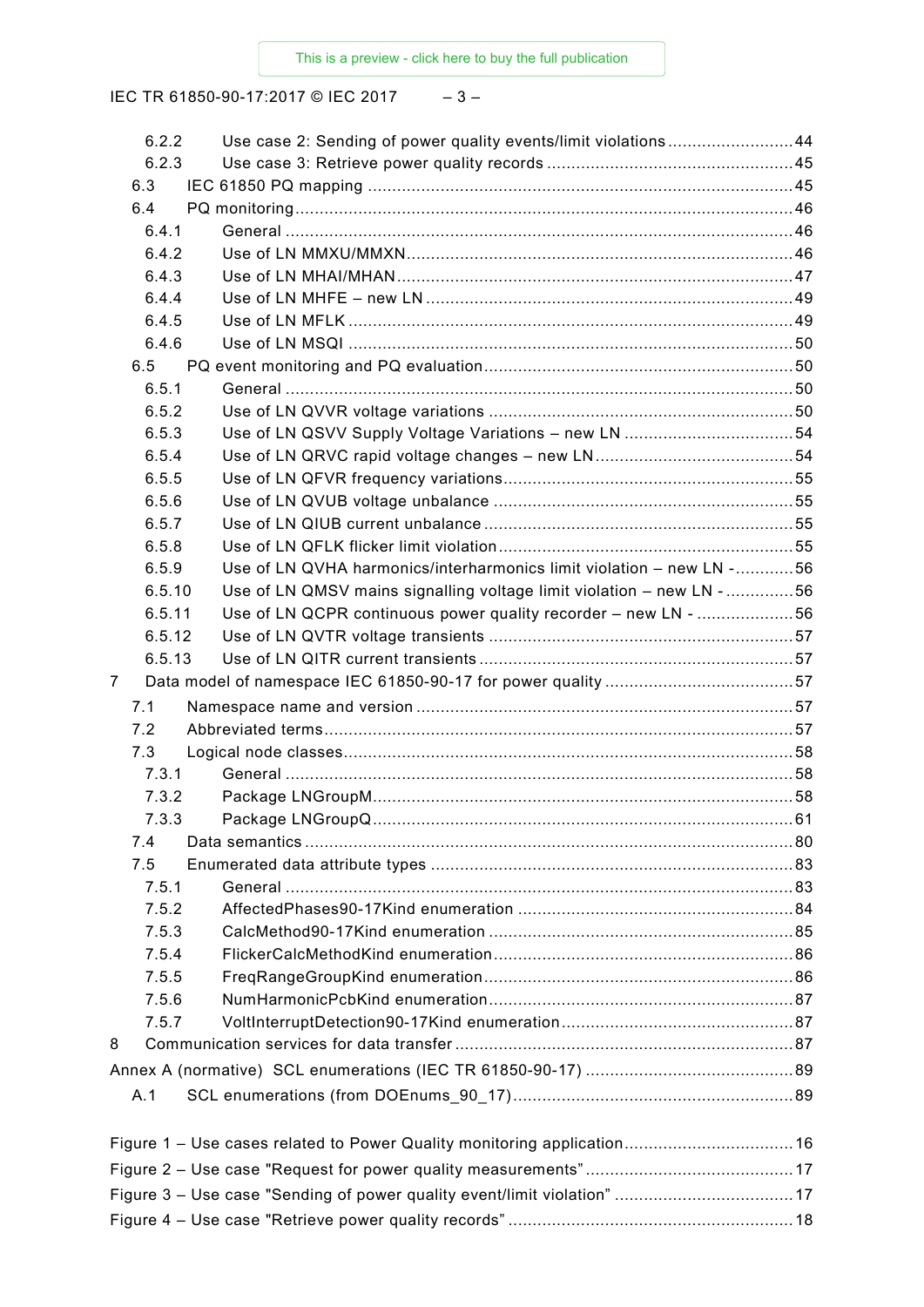6.2.2 Use case 2: Sending of power quality events/limit violations .......................... 44
6.2.3 Use case 3: Retrieve power quality records .................................................. 45
6.3 IEC 61850 PQ mapping ........................................................................................ 45
6.4 PQ monitoring ...................................................................................................... 46
6.4.1 General ........................................................................................................ 46
6.4.2 Use of LN MMXU/MMXN ............................................................................... 46
6.4.3 Use of LN MHAI/MHAN ................................................................................. 47
6.4.4 Use of LN MHFE – new LN ........................................................................... 49
6.4.5 Use of LN MFLK ........................................................................................... 49
6.4.6 Use of LN MSQI ........................................................................................... 50
6.5 PQ event monitoring and PQ evaluation ................................................................ 50
6.5.1 General ........................................................................................................ 50
6.5.2 Use of LN QVVR voltage variations ............................................................... 50
6.5.3 Use of LN QSVV Supply Voltage Variations – new LN ................................... 54
6.5.4 Use of LN QRVC rapid voltage changes – new LN ......................................... 54
6.5.5 Use of LN QFVR frequency variations ........................................................... 55
6.5.6 Use of LN QVUB voltage unbalance .............................................................. 55
6.5.7 Use of LN QIUB current unbalance ................................................................ 55
6.5.8 Use of LN QFLK flicker limit violation ............................................................ 55
6.5.9 Use of LN QVHA harmonics/interharmonics limit violation – new LN - ............ 56
6.5.10 Use of LN QMSV mains signalling voltage limit violation – new LN - .............. 56
6.5.11 Use of LN QCPR continuous power quality recorder – new LN - .................... 56
6.5.12 Use of LN QVTR voltage transients ............................................................... 57
6.5.13 Use of LN QITR current transients ................................................................. 57
7 Data model of namespace IEC 61850-90-17 for power quality ....................................... 57
7.1 Namespace name and version .............................................................................. 57
7.2 Abbreviated terms ................................................................................................. 57
7.3 Logical node classes ............................................................................................. 58
7.3.1 General ........................................................................................................ 58
7.3.2 Package LNGroupM ...................................................................................... 58
7.3.3 Package LNGroupQ ...................................................................................... 61
7.4 Data semantics ..................................................................................................... 80
7.5 Enumerated data attribute types ........................................................................... 83
7.5.1 General ........................................................................................................ 83
7.5.2 AffectedPhases90-17Kind enumeration ......................................................... 84
7.5.3 CalcMethod90-17Kind enumeration ............................................................... 85
7.5.4 FlickerCalcMethodKind enumeration ............................................................. 86
7.5.5 FreqRangeGroupKind enumeration ................................................................ 86
7.5.6 NumHarmonicPcbKind enumeration ............................................................... 87
7.5.7 VoltInterruptDetection90-17Kind enumeration ................................................ 87
8 Communication services for data transfer ...................................................................... 87
Annex A (normative) SCL enumerations (IEC TR 61850-90-17) ........................................... 89
A.1 SCL enumerations (from DOEnums_90_17) .......................................................... 89

Figure 1 – Use cases related to Power Quality monitoring application .................................. 16
Figure 2 – Use case "Request for power quality measurements" ........................................... 17
Figure 3 – Use case "Sending of power quality event/limit violation" ..................................... 17
Figure 4 – Use case "Retrieve power quality records" ........................................................... 18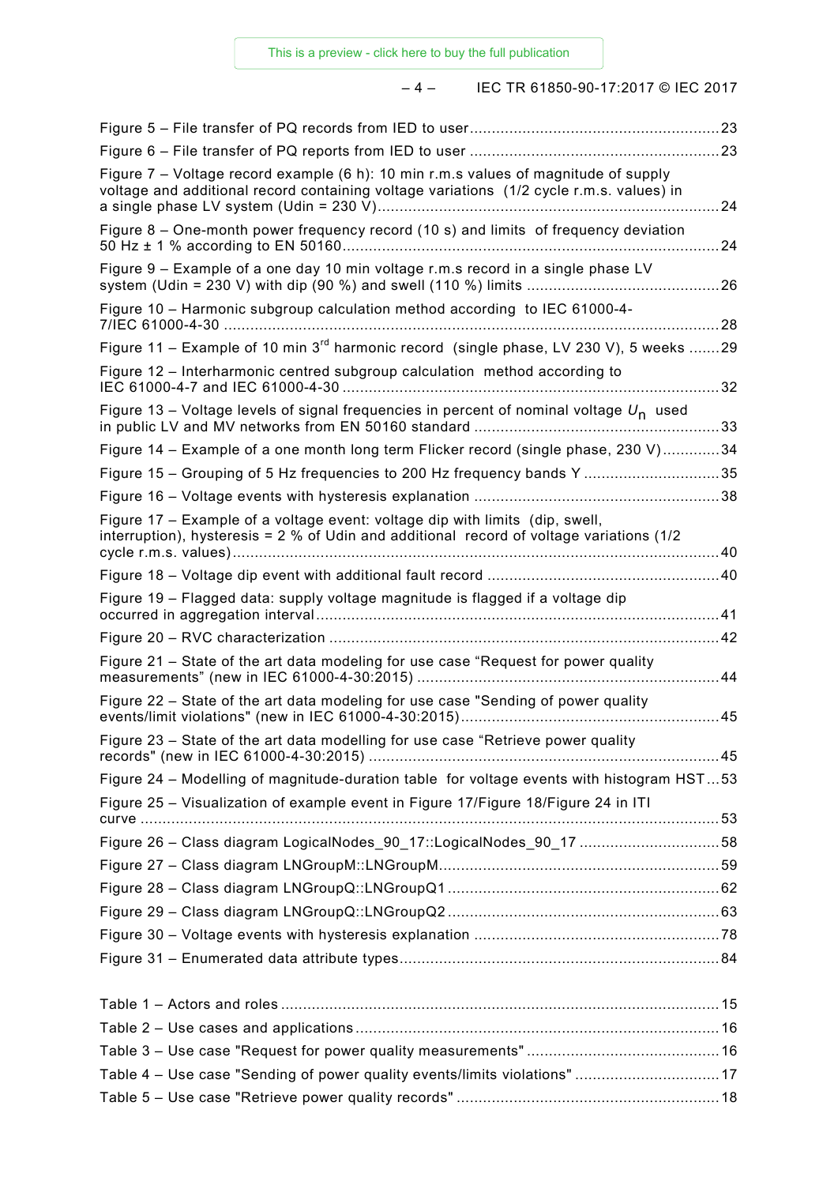Figure 5 – File transfer of PQ records from IED to user .......................................................... 23

Figure 6 – File transfer of PQ reports from IED to user .......................................................... 23

Figure 7 – Voltage record example (6 h): 10 min r.m.s values of magnitude of supply voltage and additional record containing voltage variations (1/2 cycle r.m.s. values) in a single phase LV system (Udin = 230 V) .......................................................... 24

Figure 8 – One-month power frequency record (10 s) and limits of frequency deviation 50 Hz ± 1 % according to EN 50160 .......................................................... 24

Figure 9 – Example of a one day 10 min voltage r.m.s record in a single phase LV system (Udin = 230 V) with dip (90 %) and swell (110 %) limits .......................................................... 26

Figure 10 – Harmonic subgroup calculation method according to IEC 61000-4-7/IEC 61000-4-30 .......................................................... 28

Figure 11 – Example of 10 min 3rd harmonic record (single phase, LV 230 V), 5 weeks ....... 29

Figure 12 – Interharmonic centred subgroup calculation method according to IEC 61000-4-7 and IEC 61000-4-30 .......................................................... 32

Figure 13 – Voltage levels of signal frequencies in percent of nominal voltage $U_n$ used in public LV and MV networks from EN 50160 standard .......................................................... 33

Figure 14 – Example of a one month long term Flicker record (single phase, 230 V) ............. 34

Figure 15 – Grouping of 5 Hz frequencies to 200 Hz frequency bands Y .......................................................... 35

Figure 16 – Voltage events with hysteresis explanation .......................................................... 38

Figure 17 – Example of a voltage event: voltage dip with limits (dip, swell, interruption), hysteresis = 2 % of Udin and additional record of voltage variations (1/2 cycle r.m.s. values) .......................................................... 40

Figure 18 – Voltage dip event with additional fault record .......................................................... 40

Figure 19 – Flagged data: supply voltage magnitude is flagged if a voltage dip occurred in aggregation interval .......................................................... 41

Figure 20 – RVC characterization .......................................................... 42

Figure 21 – State of the art data modeling for use case "Request for power quality measurements" (new in IEC 61000-4-30:2015) .......................................................... 44

Figure 22 – State of the art data modeling for use case "Sending of power quality events/limit violations" (new in IEC 61000-4-30:2015) .......................................................... 45

Figure 23 – State of the art data modelling for use case "Retrieve power quality records" (new in IEC 61000-4-30:2015) .......................................................... 45

Figure 24 – Modelling of magnitude-duration table for voltage events with histogram HST ... 53

Figure 25 – Visualization of example event in Figure 17/Figure 18/Figure 24 in ITI curve .......................................................... 53

Figure 26 – Class diagram LogicalNodes_90_17::LogicalNodes_90_17 .......................................................... 58

Figure 27 – Class diagram LNGroupM::LNGroupM .......................................................... 59

Figure 28 – Class diagram LNGroupQ::LNGroupQ1 .......................................................... 62

Figure 29 – Class diagram LNGroupQ::LNGroupQ2 .......................................................... 63

Figure 30 – Voltage events with hysteresis explanation .......................................................... 78

Figure 31 – Enumerated data attribute types .......................................................... 84

Table 1 – Actors and roles .......................................................... 15

Table 2 – Use cases and applications .......................................................... 16

Table 3 – Use case "Request for power quality measurements" .......................................................... 16

Table 4 – Use case "Sending of power quality events/limits violations" .......................................................... 17

Table 5 – Use case "Retrieve power quality records" .......................................................... 18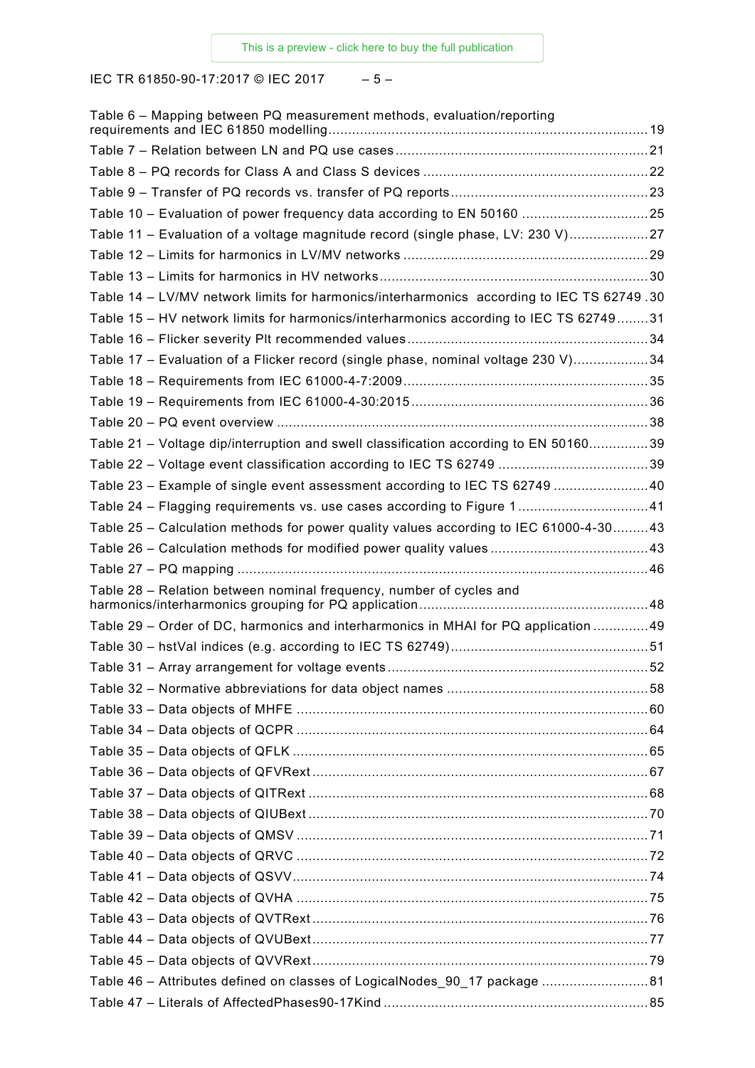Table 6 – Mapping between PQ measurement methods, evaluation/reporting requirements and IEC 61850 modelling ..... 19
Table 7 – Relation between LN and PQ use cases ..... 21
Table 8 – PQ records for Class A and Class S devices ..... 22
Table 9 – Transfer of PQ records vs. transfer of PQ reports ..... 23
Table 10 – Evaluation of power frequency data according to EN 50160 ..... 25
Table 11 – Evaluation of a voltage magnitude record (single phase, LV: 230 V) ..... 27
Table 12 – Limits for harmonics in LV/MV networks ..... 29
Table 13 – Limits for harmonics in HV networks ..... 30
Table 14 – LV/MV network limits for harmonics/interharmonics according to IEC TS 62749 ..... 30
Table 15 – HV network limits for harmonics/interharmonics according to IEC TS 62749 ..... 31
Table 16 – Flicker severity Plt recommended values ..... 34
Table 17 – Evaluation of a Flicker record (single phase, nominal voltage 230 V) ..... 34
Table 18 – Requirements from IEC 61000-4-7:2009 ..... 35
Table 19 – Requirements from IEC 61000-4-30:2015 ..... 36
Table 20 – PQ event overview ..... 38
Table 21 – Voltage dip/interruption and swell classification according to EN 50160 ..... 39
Table 22 – Voltage event classification according to IEC TS 62749 ..... 39
Table 23 – Example of single event assessment according to IEC TS 62749 ..... 40
Table 24 – Flagging requirements vs. use cases according to Figure 1 ..... 41
Table 25 – Calculation methods for power quality values according to IEC 61000-4-30 ..... 43
Table 26 – Calculation methods for modified power quality values ..... 43
Table 27 – PQ mapping ..... 46
Table 28 – Relation between nominal frequency, number of cycles and harmonics/interharmonics grouping for PQ application ..... 48
Table 29 – Order of DC, harmonics and interharmonics in MHAI for PQ application ..... 49
Table 30 – hstVal indices (e.g. according to IEC TS 62749) ..... 51
Table 31 – Array arrangement for voltage events ..... 52
Table 32 – Normative abbreviations for data object names ..... 58
Table 33 – Data objects of MHFE ..... 60
Table 34 – Data objects of QCPR ..... 64
Table 35 – Data objects of QFLK ..... 65
Table 36 – Data objects of QFVRext ..... 67
Table 37 – Data objects of QITRext ..... 68
Table 38 – Data objects of QIUBext ..... 70
Table 39 – Data objects of QMSV ..... 71
Table 40 – Data objects of QRVC ..... 72
Table 41 – Data objects of QSVV ..... 74
Table 42 – Data objects of QVHA ..... 75
Table 43 – Data objects of QVTRext ..... 76
Table 44 – Data objects of QVUBext ..... 77
Table 45 – Data objects of QVVRext ..... 79
Table 46 – Attributes defined on classes of LogicalNodes_90_17 package ..... 81
Table 47 – Literals of AffectedPhases90-17Kind ..... 85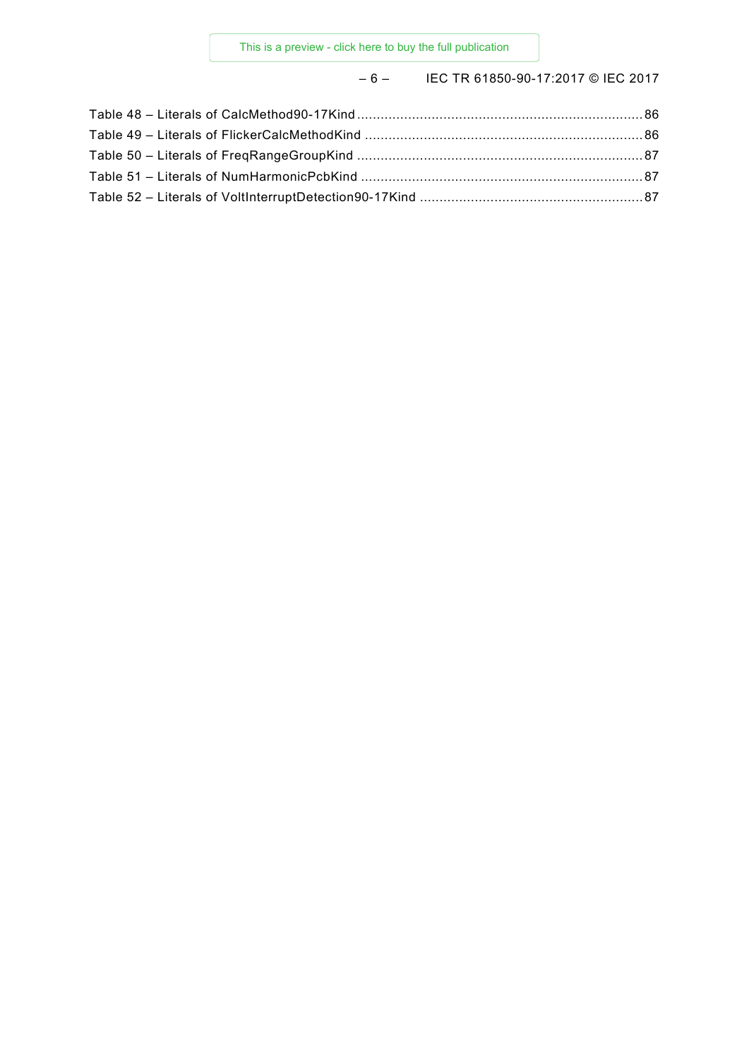Table 48 – Literals of CalcMethod90-17Kind........................................................................86
Table 49 – Literals of FlickerCalcMethodKind ......................................................................86
Table 50 – Literals of FreqRangeGroupKind ........................................................................87
Table 51 – Literals of NumHarmonicPcbKind .......................................................................87
Table 52 – Literals of VoltInterruptDetection90-17Kind ........................................................87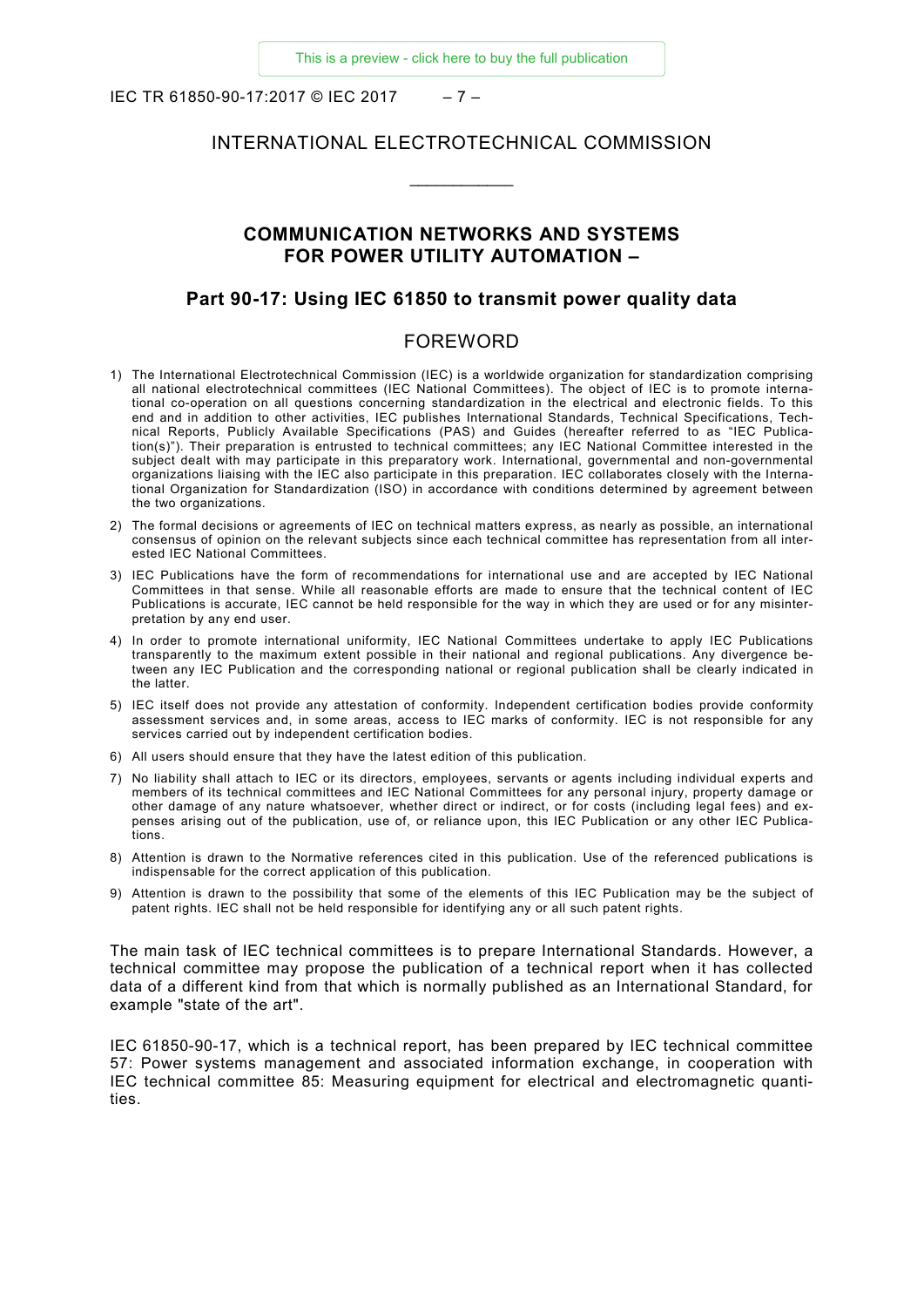# INTERNATIONAL ELECTROTECHNICAL COMMISSION

\_\_\_\_\_\_\_\_\_\_\_\_

## COMMUNICATION NETWORKS AND SYSTEMS FOR POWER UTILITY AUTOMATION –

### Part 90-17: Using IEC 61850 to transmit power quality data

## FOREWORD

1) The International Electrotechnical Commission (IEC) is a worldwide organization for standardization comprising all national electrotechnical committees (IEC National Committees). The object of IEC is to promote international co-operation on all questions concerning standardization in the electrical and electronic fields. To this end and in addition to other activities, IEC publishes International Standards, Technical Specifications, Technical Reports, Publicly Available Specifications (PAS) and Guides (hereafter referred to as "IEC Publication(s)"). Their preparation is entrusted to technical committees; any IEC National Committee interested in the subject dealt with may participate in this preparatory work. International, governmental and non-governmental organizations liaising with the IEC also participate in this preparation. IEC collaborates closely with the International Organization for Standardization (ISO) in accordance with conditions determined by agreement between the two organizations.
2) The formal decisions or agreements of IEC on technical matters express, as nearly as possible, an international consensus of opinion on the relevant subjects since each technical committee has representation from all interested IEC National Committees.
3) IEC Publications have the form of recommendations for international use and are accepted by IEC National Committees in that sense. While all reasonable efforts are made to ensure that the technical content of IEC Publications is accurate, IEC cannot be held responsible for the way in which they are used or for any misinterpretation by any end user.
4) In order to promote international uniformity, IEC National Committees undertake to apply IEC Publications transparently to the maximum extent possible in their national and regional publications. Any divergence between any IEC Publication and the corresponding national or regional publication shall be clearly indicated in the latter.
5) IEC itself does not provide any attestation of conformity. Independent certification bodies provide conformity assessment services and, in some areas, access to IEC marks of conformity. IEC is not responsible for any services carried out by independent certification bodies.
6) All users should ensure that they have the latest edition of this publication.
7) No liability shall attach to IEC or its directors, employees, servants or agents including individual experts and members of its technical committees and IEC National Committees for any personal injury, property damage or other damage of any nature whatsoever, whether direct or indirect, or for costs (including legal fees) and expenses arising out of the publication, use of, or reliance upon, this IEC Publication or any other IEC Publications.
8) Attention is drawn to the Normative references cited in this publication. Use of the referenced publications is indispensable for the correct application of this publication.
9) Attention is drawn to the possibility that some of the elements of this IEC Publication may be the subject of patent rights. IEC shall not be held responsible for identifying any or all such patent rights.

The main task of IEC technical committees is to prepare International Standards. However, a technical committee may propose the publication of a technical report when it has collected data of a different kind from that which is normally published as an International Standard, for example "state of the art".

IEC 61850-90-17, which is a technical report, has been prepared by IEC technical committee 57: Power systems management and associated information exchange, in cooperation with IEC technical committee 85: Measuring equipment for electrical and electromagnetic quantities.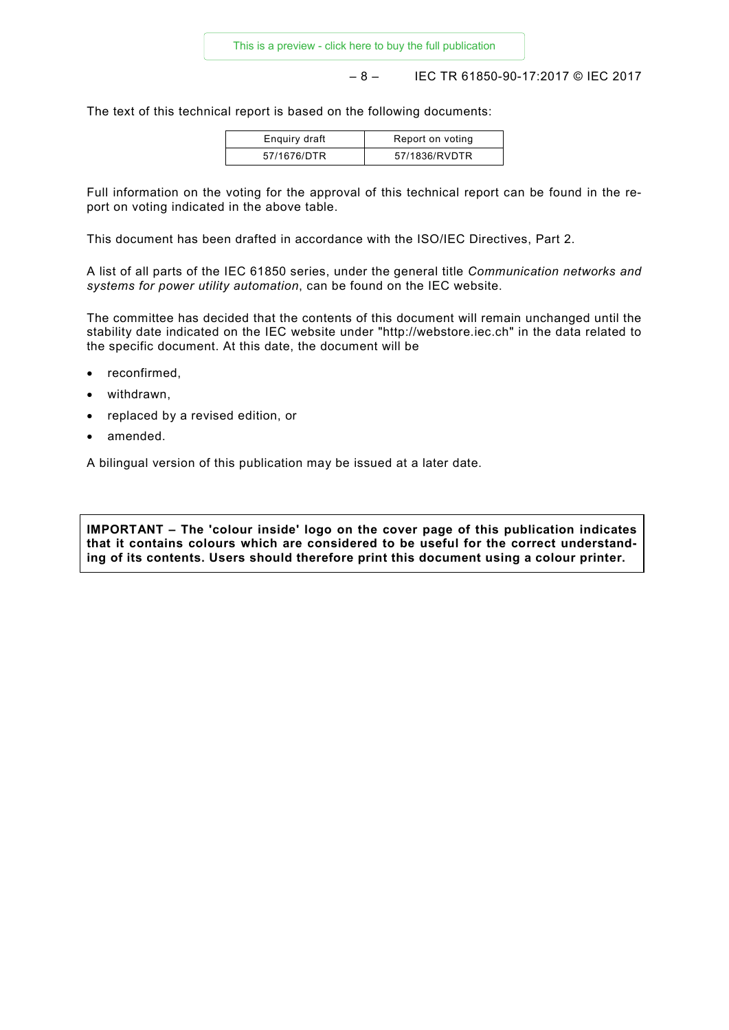The text of this technical report is based on the following documents:

| Enquiry draft | Report on voting |
| --- | --- |
| 57/1676/DTR | 57/1836/RVDTR |

Full information on the voting for the approval of this technical report can be found in the report on voting indicated in the above table.

This document has been drafted in accordance with the ISO/IEC Directives, Part 2.

A list of all parts of the IEC 61850 series, under the general title *Communication networks and systems for power utility automation*, can be found on the IEC website.

The committee has decided that the contents of this document will remain unchanged until the stability date indicated on the IEC website under "http://webstore.iec.ch" in the data related to the specific document. At this date, the document will be

- reconfirmed,
- withdrawn,
- replaced by a revised edition, or
- amended.

A bilingual version of this publication may be issued at a later date.

**IMPORTANT – The 'colour inside' logo on the cover page of this publication indicates that it contains colours which are considered to be useful for the correct understanding of its contents. Users should therefore print this document using a colour printer.**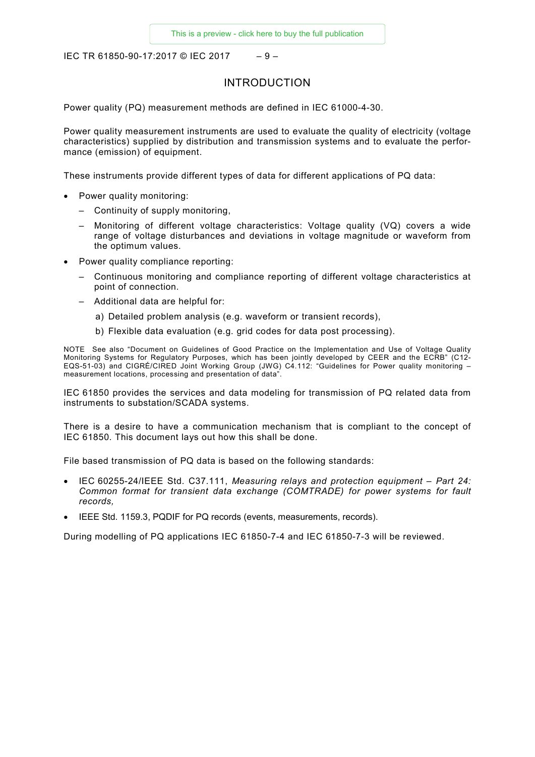# INTRODUCTION

Power quality (PQ) measurement methods are defined in IEC 61000-4-30.

Power quality measurement instruments are used to evaluate the quality of electricity (voltage characteristics) supplied by distribution and transmission systems and to evaluate the performance (emission) of equipment.

These instruments provide different types of data for different applications of PQ data:

- Power quality monitoring:
  - Continuity of supply monitoring,
  - Monitoring of different voltage characteristics: Voltage quality (VQ) covers a wide range of voltage disturbances and deviations in voltage magnitude or waveform from the optimum values.
- Power quality compliance reporting:
  - Continuous monitoring and compliance reporting of different voltage characteristics at point of connection.
  - Additional data are helpful for:
    a) Detailed problem analysis (e.g. waveform or transient records),
    b) Flexible data evaluation (e.g. grid codes for data post processing).

NOTE See also "Document on Guidelines of Good Practice on the Implementation and Use of Voltage Quality Monitoring Systems for Regulatory Purposes, which has been jointly developed by CEER and the ECRB" (C12-EQS-51-03) and CIGRÉ/CIRED Joint Working Group (JWG) C4.112: "Guidelines for Power quality monitoring – measurement locations, processing and presentation of data".

IEC 61850 provides the services and data modeling for transmission of PQ related data from instruments to substation/SCADA systems.

There is a desire to have a communication mechanism that is compliant to the concept of IEC 61850. This document lays out how this shall be done.

File based transmission of PQ data is based on the following standards:

- IEC 60255-24/IEEE Std. C37.111, *Measuring relays and protection equipment – Part 24: Common format for transient data exchange (COMTRADE) for power systems for fault records,*
- IEEE Std. 1159.3, PQDIF for PQ records (events, measurements, records).

During modelling of PQ applications IEC 61850-7-4 and IEC 61850-7-3 will be reviewed.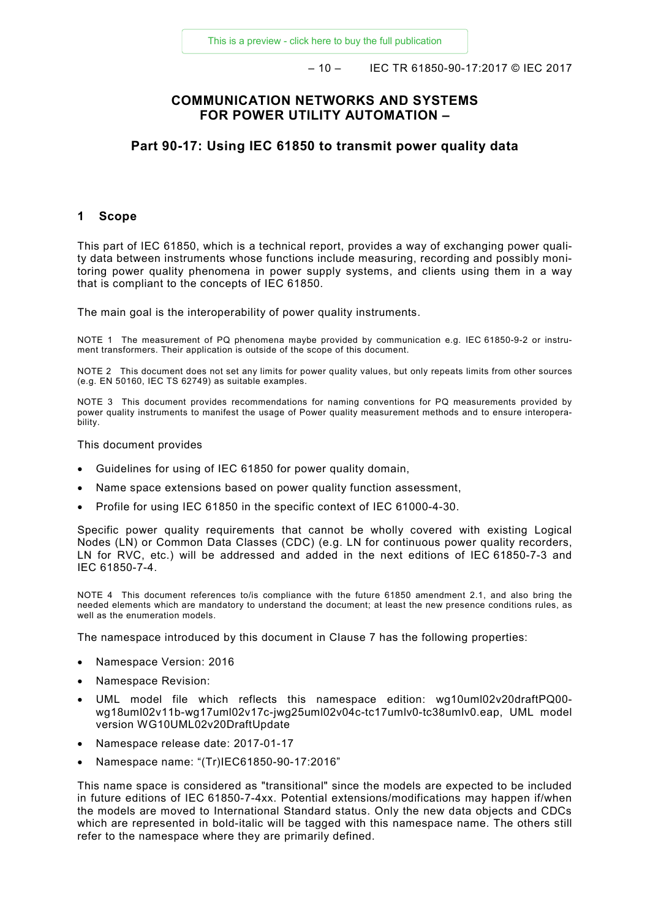# COMMUNICATION NETWORKS AND SYSTEMS FOR POWER UTILITY AUTOMATION –

## Part 90-17: Using IEC 61850 to transmit power quality data

## 1 Scope

This part of IEC 61850, which is a technical report, provides a way of exchanging power quality data between instruments whose functions include measuring, recording and possibly monitoring power quality phenomena in power supply systems, and clients using them in a way that is compliant to the concepts of IEC 61850.

The main goal is the interoperability of power quality instruments.

NOTE 1 The measurement of PQ phenomena maybe provided by communication e.g. IEC 61850-9-2 or instrument transformers. Their application is outside of the scope of this document.

NOTE 2 This document does not set any limits for power quality values, but only repeats limits from other sources (e.g. EN 50160, IEC TS 62749) as suitable examples.

NOTE 3 This document provides recommendations for naming conventions for PQ measurements provided by power quality instruments to manifest the usage of Power quality measurement methods and to ensure interoperability.

This document provides

- Guidelines for using of IEC 61850 for power quality domain,
- Name space extensions based on power quality function assessment,
- Profile for using IEC 61850 in the specific context of IEC 61000-4-30.

Specific power quality requirements that cannot be wholly covered with existing Logical Nodes (LN) or Common Data Classes (CDC) (e.g. LN for continuous power quality recorders, LN for RVC, etc.) will be addressed and added in the next editions of IEC 61850-7-3 and IEC 61850-7-4.

NOTE 4 This document references to/is compliance with the future 61850 amendment 2.1, and also bring the needed elements which are mandatory to understand the document; at least the new presence conditions rules, as well as the enumeration models.

The namespace introduced by this document in Clause 7 has the following properties:

- Namespace Version: 2016
- Namespace Revision:
- UML model file which reflects this namespace edition: wg10uml02v20draftPQ00-wg18uml02v11b-wg17uml02v17c-jwg25uml02v04c-tc17umlv0-tc38umlv0.eap, UML model version WG10UML02v20DraftUpdate
- Namespace release date: 2017-01-17
- Namespace name: "(Tr)IEC61850-90-17:2016"

This name space is considered as "transitional" since the models are expected to be included in future editions of IEC 61850-7-4xx. Potential extensions/modifications may happen if/when the models are moved to International Standard status. Only the new data objects and CDCs which are represented in bold-italic will be tagged with this namespace name. The others still refer to the namespace where they are primarily defined.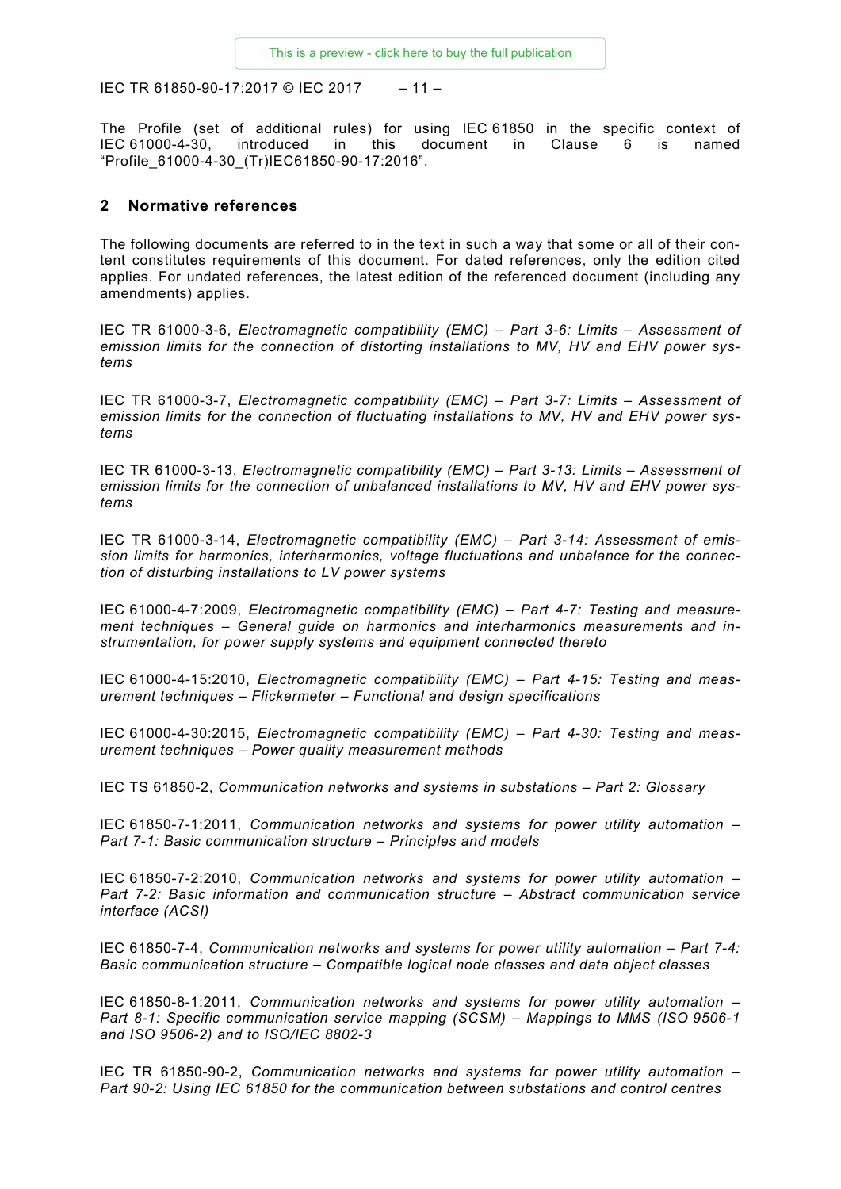The Profile (set of additional rules) for using IEC 61850 in the specific context of IEC 61000-4-30, introduced in this document in Clause 6 is named "Profile_61000-4-30_(Tr)IEC61850-90-17:2016".

## 2 Normative references

The following documents are referred to in the text in such a way that some or all of their content constitutes requirements of this document. For dated references, only the edition cited applies. For undated references, the latest edition of the referenced document (including any amendments) applies.

IEC TR 61000-3-6, *Electromagnetic compatibility (EMC) – Part 3-6: Limits – Assessment of emission limits for the connection of distorting installations to MV, HV and EHV power systems*

IEC TR 61000-3-7, *Electromagnetic compatibility (EMC) – Part 3-7: Limits – Assessment of emission limits for the connection of fluctuating installations to MV, HV and EHV power systems*

IEC TR 61000-3-13, *Electromagnetic compatibility (EMC) – Part 3-13: Limits – Assessment of emission limits for the connection of unbalanced installations to MV, HV and EHV power systems*

IEC TR 61000-3-14, *Electromagnetic compatibility (EMC) – Part 3-14: Assessment of emission limits for harmonics, interharmonics, voltage fluctuations and unbalance for the connection of disturbing installations to LV power systems*

IEC 61000-4-7:2009, *Electromagnetic compatibility (EMC) – Part 4-7: Testing and measurement techniques – General guide on harmonics and interharmonics measurements and instrumentation, for power supply systems and equipment connected thereto*

IEC 61000-4-15:2010, *Electromagnetic compatibility (EMC) – Part 4-15: Testing and measurement techniques – Flickermeter – Functional and design specifications*

IEC 61000-4-30:2015, *Electromagnetic compatibility (EMC) – Part 4-30: Testing and measurement techniques – Power quality measurement methods*

IEC TS 61850-2, *Communication networks and systems in substations – Part 2: Glossary*

IEC 61850-7-1:2011, *Communication networks and systems for power utility automation – Part 7-1: Basic communication structure – Principles and models*

IEC 61850-7-2:2010, *Communication networks and systems for power utility automation – Part 7-2: Basic information and communication structure – Abstract communication service interface (ACSI)*

IEC 61850-7-4, *Communication networks and systems for power utility automation – Part 7-4: Basic communication structure – Compatible logical node classes and data object classes*

IEC 61850-8-1:2011, *Communication networks and systems for power utility automation – Part 8-1: Specific communication service mapping (SCSM) – Mappings to MMS (ISO 9506-1 and ISO 9506-2) and to ISO/IEC 8802-3*

IEC TR 61850-90-2, *Communication networks and systems for power utility automation – Part 90-2: Using IEC 61850 for the communication between substations and control centres*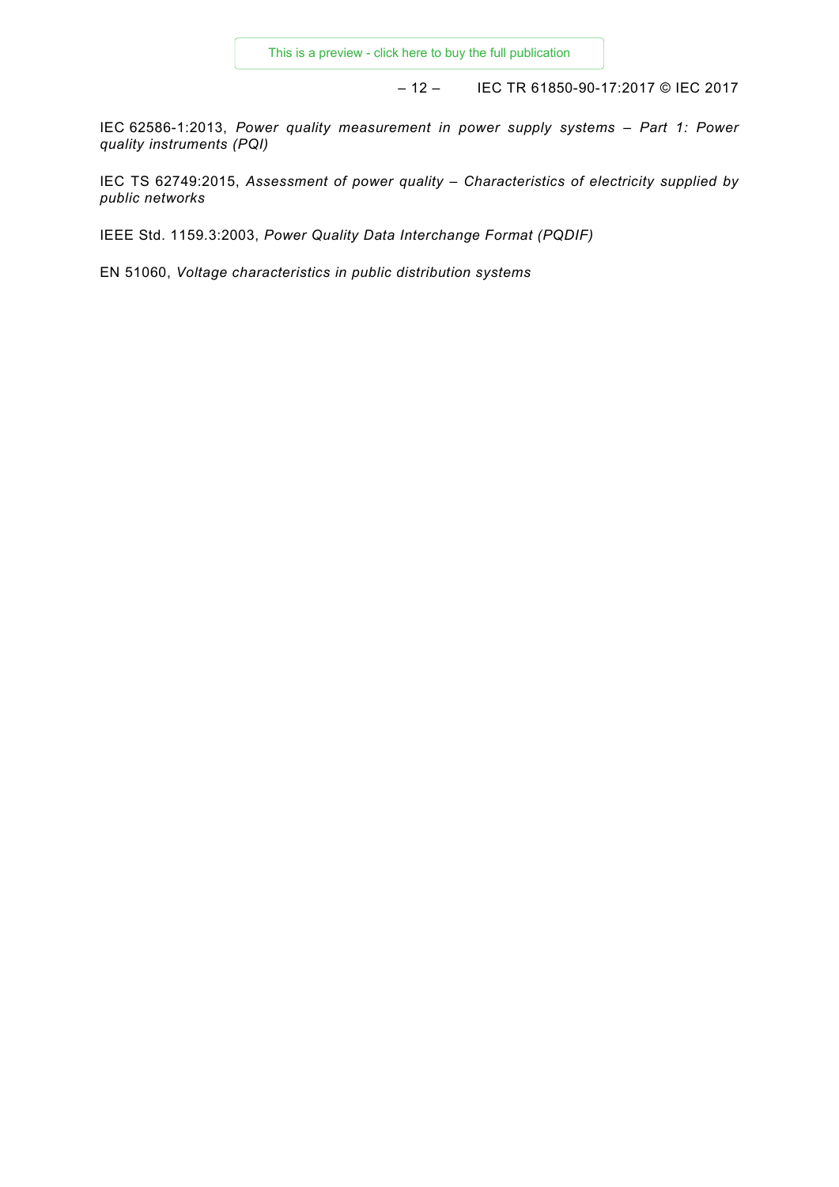IEC 62586-1:2013, *Power quality measurement in power supply systems – Part 1: Power quality instruments (PQI)*

IEC TS 62749:2015, *Assessment of power quality – Characteristics of electricity supplied by public networks*

IEEE Std. 1159.3:2003, *Power Quality Data Interchange Format (PQDIF)*

EN 51060, *Voltage characteristics in public distribution systems*